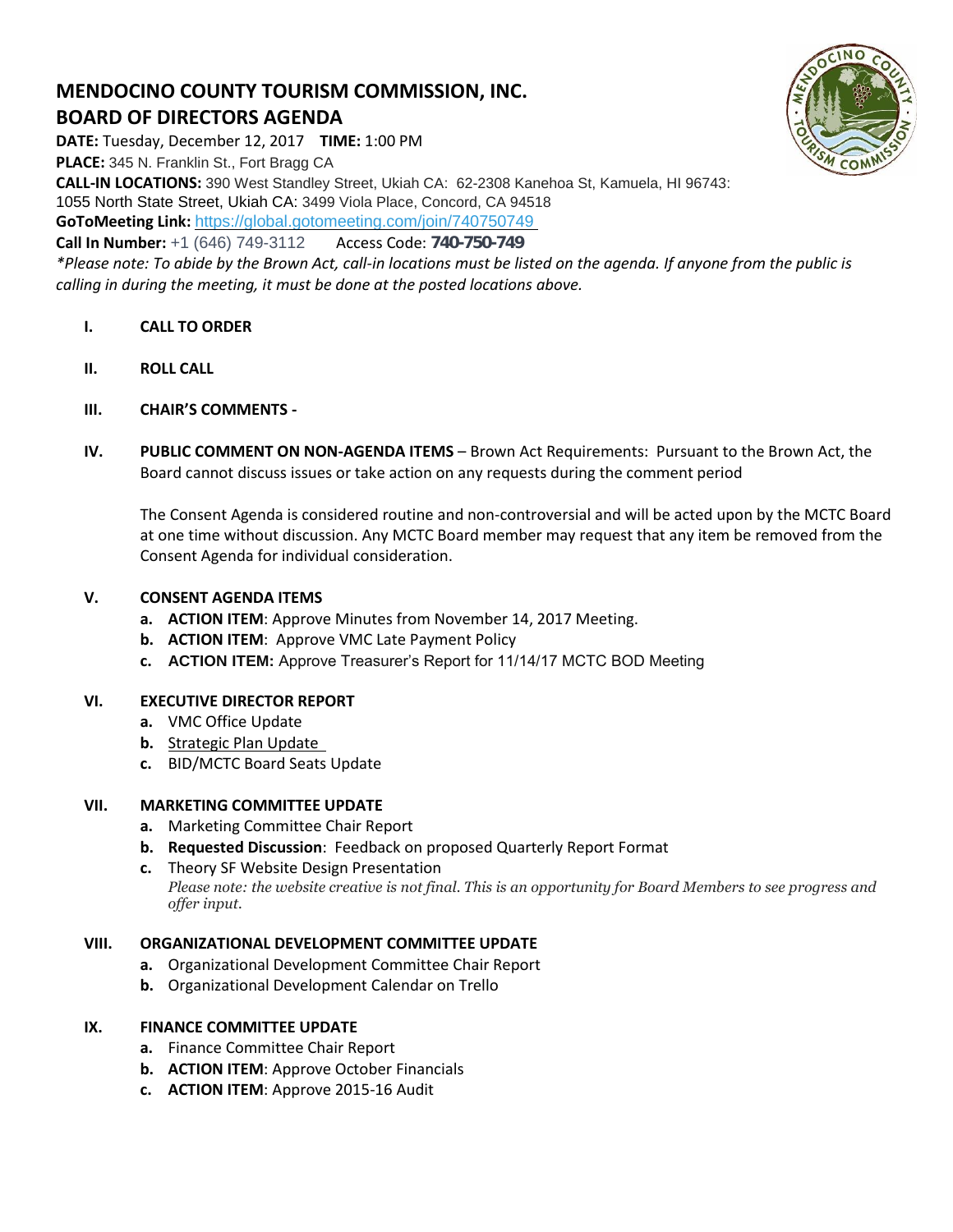# MENDOCINO COUNTY TOURISM COMMISSION, INC.
## BOARD OF DIRECTORS AGENDA

**DATE:** Tuesday, December 12, 2017 **TIME:** 1:00 PM
**PLACE:** 345 N. Franklin St., Fort Bragg CA
**CALL-IN LOCATIONS:** 390 West Standley Street, Ukiah CA: 62-2308 Kanehoa St, Kamuela, HI 96743: 1055 North State Street, Ukiah CA: 3499 Viola Place, Concord, CA 94518
**GoToMeeting Link:** https://global.gotomeeting.com/join/740750749
**Call In Number:** +1 (646) 749-3112 Access Code: **740-750-749**

*\*Please note: To abide by the Brown Act, call-in locations must be listed on the agenda. If anyone from the public is calling in during the meeting, it must be done at the posted locations above.*

**I. CALL TO ORDER**

**II. ROLL CALL**

**III. CHAIR'S COMMENTS -**

**IV. PUBLIC COMMENT ON NON-AGENDA ITEMS** – Brown Act Requirements: Pursuant to the Brown Act, the Board cannot discuss issues or take action on any requests during the comment period

The Consent Agenda is considered routine and non-controversial and will be acted upon by the MCTC Board at one time without discussion. Any MCTC Board member may request that any item be removed from the Consent Agenda for individual consideration.

**V. CONSENT AGENDA ITEMS**

a. **ACTION ITEM**: Approve Minutes from November 14, 2017 Meeting.
b. **ACTION ITEM**: Approve VMC Late Payment Policy
c. **ACTION ITEM:** Approve Treasurer's Report for 11/14/17 MCTC BOD Meeting

**VI. EXECUTIVE DIRECTOR REPORT**

a. VMC Office Update
b. Strategic Plan Update
c. BID/MCTC Board Seats Update

**VII. MARKETING COMMITTEE UPDATE**

a. Marketing Committee Chair Report
b. **Requested Discussion**: Feedback on proposed Quarterly Report Format
c. Theory SF Website Design Presentation
*Please note: the website creative is not final. This is an opportunity for Board Members to see progress and offer input.*

**VIII. ORGANIZATIONAL DEVELOPMENT COMMITTEE UPDATE**

a. Organizational Development Committee Chair Report
b. Organizational Development Calendar on Trello

**IX. FINANCE COMMITTEE UPDATE**

a. Finance Committee Chair Report
b. **ACTION ITEM**: Approve October Financials
c. **ACTION ITEM**: Approve 2015-16 Audit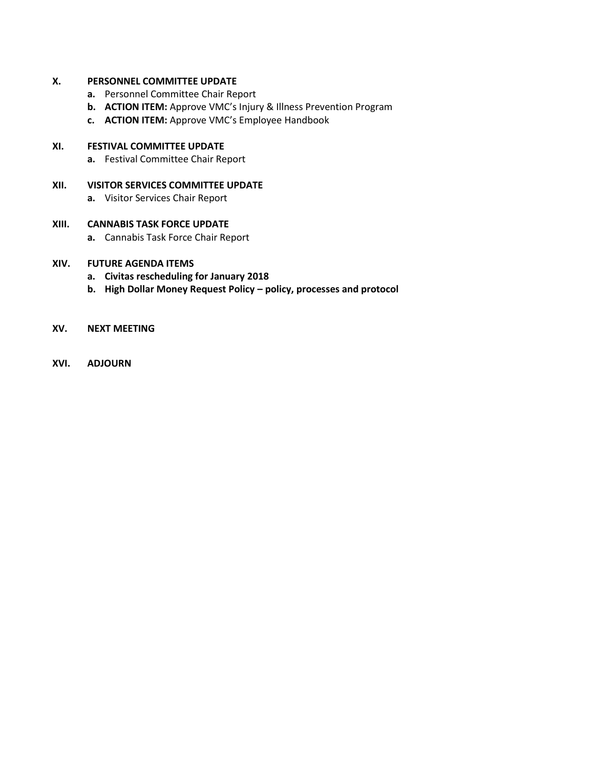**X. PERSONNEL COMMITTEE UPDATE**

- **a.** Personnel Committee Chair Report
- **b. ACTION ITEM:** Approve VMC's Injury & Illness Prevention Program
- **c. ACTION ITEM:** Approve VMC's Employee Handbook

**XI. FESTIVAL COMMITTEE UPDATE**

- **a.** Festival Committee Chair Report

**XII. VISITOR SERVICES COMMITTEE UPDATE**

- **a.** Visitor Services Chair Report

**XIII. CANNABIS TASK FORCE UPDATE**

- **a.** Cannabis Task Force Chair Report

**XIV. FUTURE AGENDA ITEMS**

- **a. Civitas rescheduling for January 2018**
- **b. High Dollar Money Request Policy – policy, processes and protocol**

**XV. NEXT MEETING**

**XVI. ADJOURN**